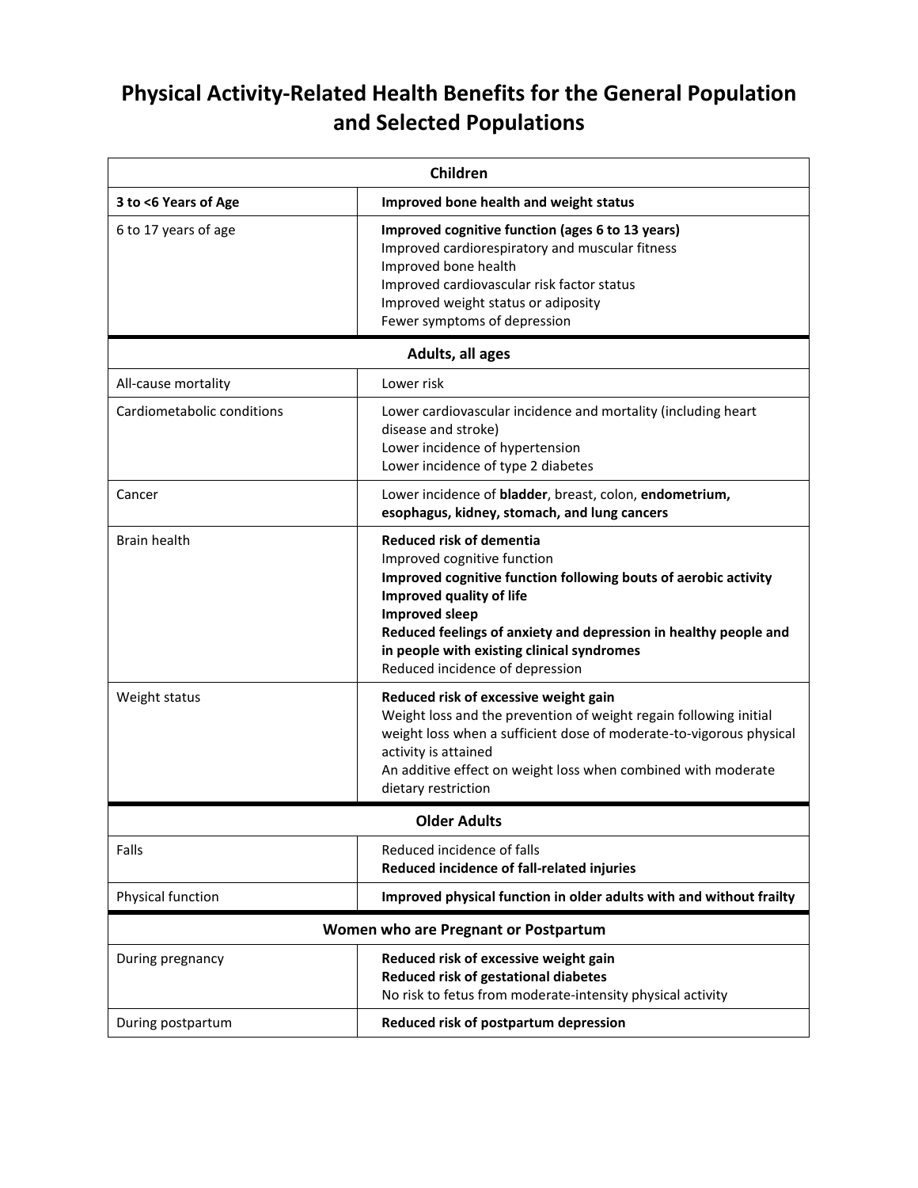# Physical Activity-Related Health Benefits for the General Population and Selected Populations

| **Children** | |
|---|---|
| **3 to <6 Years of Age** | **Improved bone health and weight status** |
| 6 to 17 years of age | **Improved cognitive function (ages 6 to 13 years)**<br>Improved cardiorespiratory and muscular fitness<br>Improved bone health<br>Improved cardiovascular risk factor status<br>Improved weight status or adiposity<br>Fewer symptoms of depression |
| **Adults, all ages** | |
| All-cause mortality | Lower risk |
| Cardiometabolic conditions | Lower cardiovascular incidence and mortality (including heart disease and stroke)<br>Lower incidence of hypertension<br>Lower incidence of type 2 diabetes |
| Cancer | Lower incidence of **bladder**, breast, colon, **endometrium, esophagus, kidney, stomach, and lung cancers** |
| Brain health | **Reduced risk of dementia**<br>Improved cognitive function<br>**Improved cognitive function following bouts of aerobic activity**<br>**Improved quality of life**<br>**Improved sleep**<br>**Reduced feelings of anxiety and depression in healthy people and in people with existing clinical syndromes**<br>Reduced incidence of depression |
| Weight status | **Reduced risk of excessive weight gain**<br>Weight loss and the prevention of weight regain following initial weight loss when a sufficient dose of moderate-to-vigorous physical activity is attained<br>An additive effect on weight loss when combined with moderate dietary restriction |
| **Older Adults** | |
| Falls | Reduced incidence of falls<br>**Reduced incidence of fall-related injuries** |
| Physical function | **Improved physical function in older adults with and without frailty** |
| **Women who are Pregnant or Postpartum** | |
| During pregnancy | **Reduced risk of excessive weight gain**<br>**Reduced risk of gestational diabetes**<br>No risk to fetus from moderate-intensity physical activity |
| During postpartum | **Reduced risk of postpartum depression** |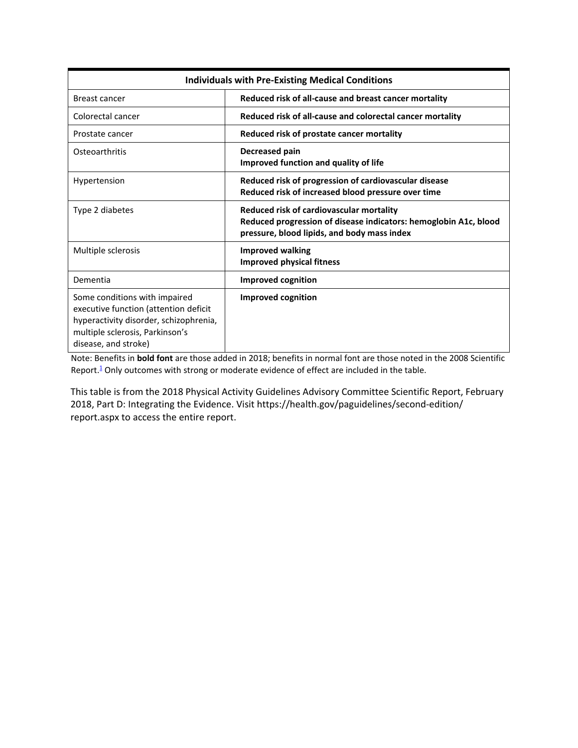| Individuals with Pre-Existing Medical Conditions | |
|---|---|
| Breast cancer | **Reduced risk of all-cause and breast cancer mortality** |
| Colorectal cancer | **Reduced risk of all-cause and colorectal cancer mortality** |
| Prostate cancer | **Reduced risk of prostate cancer mortality** |
| Osteoarthritis | **Decreased pain**<br>**Improved function and quality of life** |
| Hypertension | **Reduced risk of progression of cardiovascular disease**<br>**Reduced risk of increased blood pressure over time** |
| Type 2 diabetes | **Reduced risk of cardiovascular mortality**<br>**Reduced progression of disease indicators: hemoglobin A1c, blood pressure, blood lipids, and body mass index** |
| Multiple sclerosis | **Improved walking**<br>**Improved physical fitness** |
| Dementia | **Improved cognition** |
| Some conditions with impaired executive function (attention deficit hyperactivity disorder, schizophrenia, multiple sclerosis, Parkinson's disease, and stroke) | **Improved cognition** |

Note: Benefits in **bold font** are those added in 2018; benefits in normal font are those noted in the 2008 Scientific Report.[1] Only outcomes with strong or moderate evidence of effect are included in the table.

This table is from the 2018 Physical Activity Guidelines Advisory Committee Scientific Report, February 2018, Part D: Integrating the Evidence. Visit https://health.gov/paguidelines/second-edition/report.aspx to access the entire report.